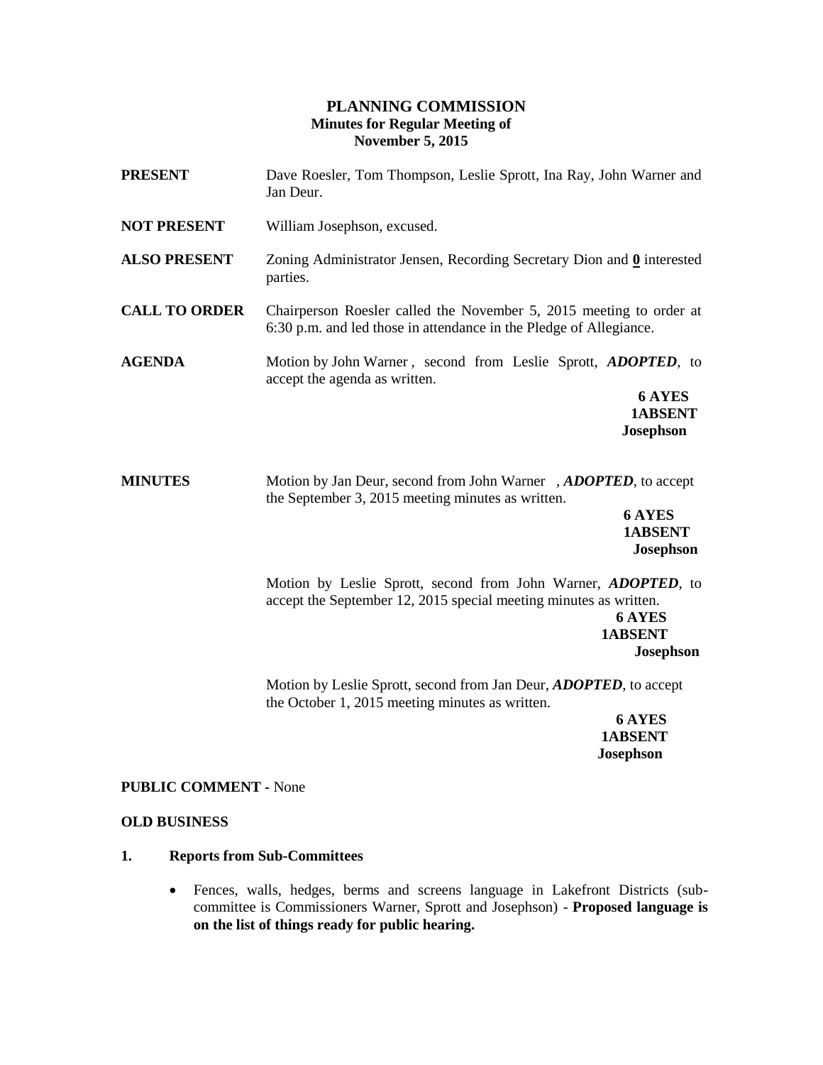# PLANNING COMMISSION
## Minutes for Regular Meeting of November 5, 2015

**PRESENT** Dave Roesler, Tom Thompson, Leslie Sprott, Ina Ray, John Warner and Jan Deur.

**NOT PRESENT** William Josephson, excused.

**ALSO PRESENT** Zoning Administrator Jensen, Recording Secretary Dion and **0** interested parties.

**CALL TO ORDER** Chairperson Roesler called the November 5, 2015 meeting to order at 6:30 p.m. and led those in attendance in the Pledge of Allegiance.

**AGENDA** Motion by John Warner , second from Leslie Sprott, ***ADOPTED***, to accept the agenda as written.

**6 AYES**
**1ABSENT**
**Josephson**

**MINUTES** Motion by Jan Deur, second from John Warner , ***ADOPTED***, to accept the September 3, 2015 meeting minutes as written.

**6 AYES**
**1ABSENT**
**Josephson**

Motion by Leslie Sprott, second from John Warner, ***ADOPTED***, to accept the September 12, 2015 special meeting minutes as written.

**6 AYES**
**1ABSENT**
**Josephson**

Motion by Leslie Sprott, second from Jan Deur, ***ADOPTED***, to accept the October 1, 2015 meeting minutes as written.

**6 AYES**
**1ABSENT**
**Josephson**

**PUBLIC COMMENT -** None

**OLD BUSINESS**

**1. Reports from Sub-Committees**

- Fences, walls, hedges, berms and screens language in Lakefront Districts (sub-committee is Commissioners Warner, Sprott and Josephson) - **Proposed language is on the list of things ready for public hearing.**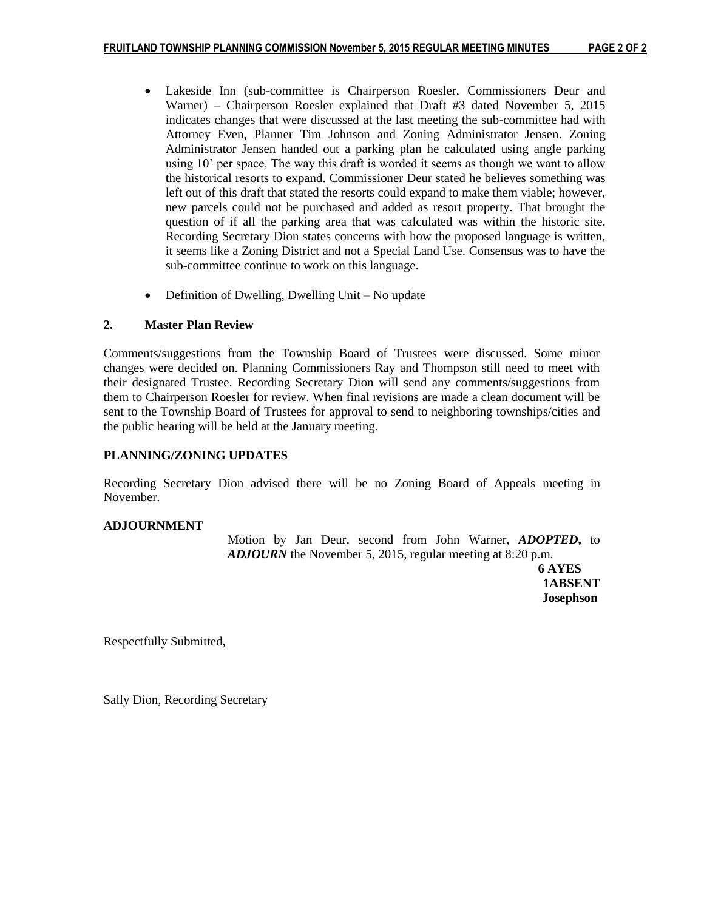- Lakeside Inn (sub-committee is Chairperson Roesler, Commissioners Deur and Warner) – Chairperson Roesler explained that Draft #3 dated November 5, 2015 indicates changes that were discussed at the last meeting the sub-committee had with Attorney Even, Planner Tim Johnson and Zoning Administrator Jensen. Zoning Administrator Jensen handed out a parking plan he calculated using angle parking using 10' per space. The way this draft is worded it seems as though we want to allow the historical resorts to expand. Commissioner Deur stated he believes something was left out of this draft that stated the resorts could expand to make them viable; however, new parcels could not be purchased and added as resort property. That brought the question of if all the parking area that was calculated was within the historic site. Recording Secretary Dion states concerns with how the proposed language is written, it seems like a Zoning District and not a Special Land Use. Consensus was to have the sub-committee continue to work on this language.

- Definition of Dwelling, Dwelling Unit – No update

**2. Master Plan Review**

Comments/suggestions from the Township Board of Trustees were discussed. Some minor changes were decided on. Planning Commissioners Ray and Thompson still need to meet with their designated Trustee. Recording Secretary Dion will send any comments/suggestions from them to Chairperson Roesler for review. When final revisions are made a clean document will be sent to the Township Board of Trustees for approval to send to neighboring townships/cities and the public hearing will be held at the January meeting.

**PLANNING/ZONING UPDATES**

Recording Secretary Dion advised there will be no Zoning Board of Appeals meeting in November.

**ADJOURNMENT**

Motion by Jan Deur, second from John Warner, ***ADOPTED***, to ***ADJOURN*** the November 5, 2015, regular meeting at 8:20 p.m.

**6 AYES**
**1ABSENT**
**Josephson**

Respectfully Submitted,

Sally Dion, Recording Secretary